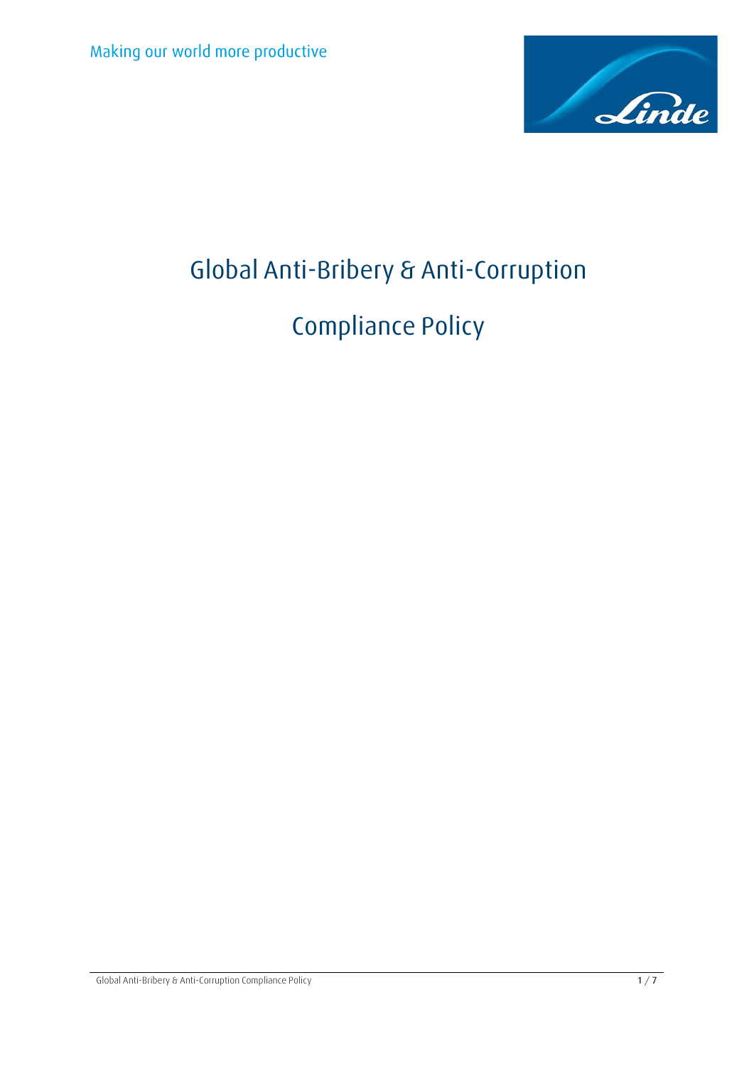Making our world more productive

# Global Anti-Bribery & Anti-Corruption

# Compliance Policy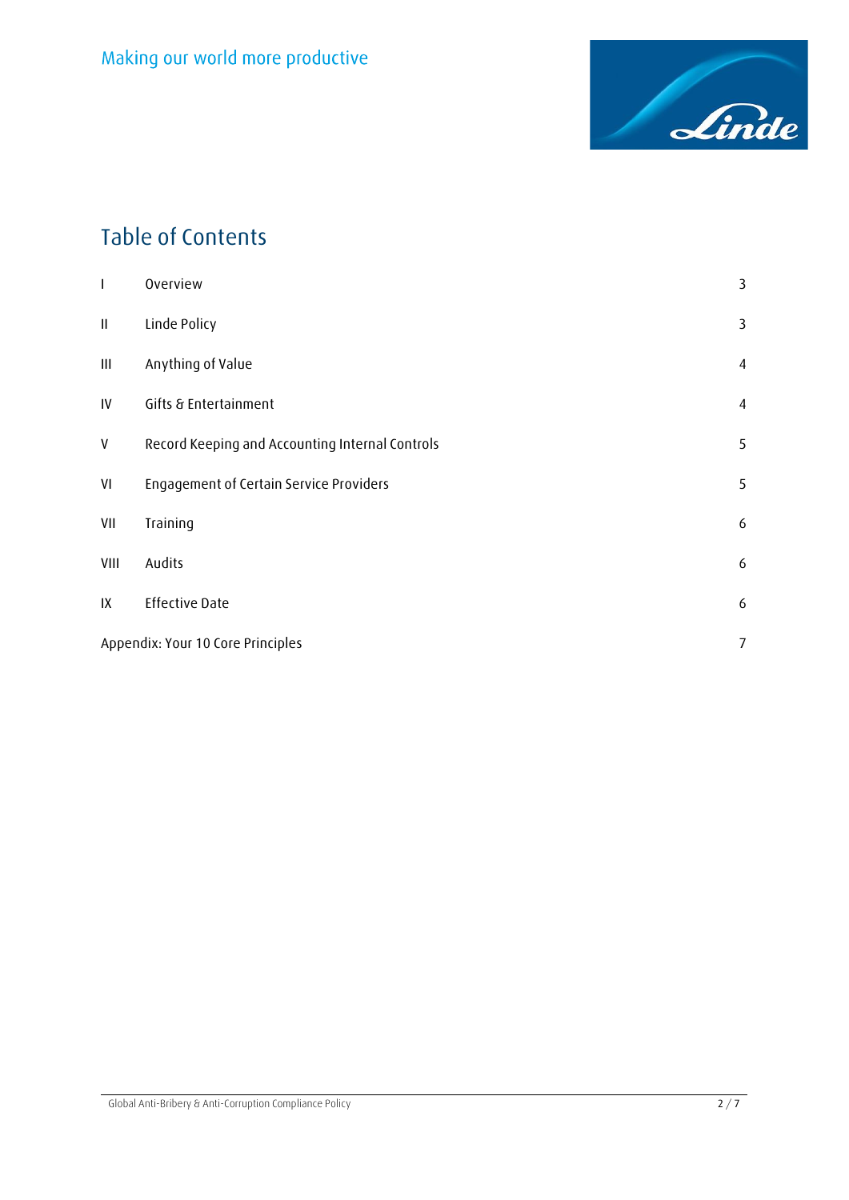# Table of Contents

| | | |
|---|---|---|
| I | Overview | 3 |
| II | Linde Policy | 3 |
| III | Anything of Value | 4 |
| IV | Gifts & Entertainment | 4 |
| V | Record Keeping and Accounting Internal Controls | 5 |
| VI | Engagement of Certain Service Providers | 5 |
| VII | Training | 6 |
| VIII | Audits | 6 |
| IX | Effective Date | 6 |
| Appendix: Your 10 Core Principles | | 7 |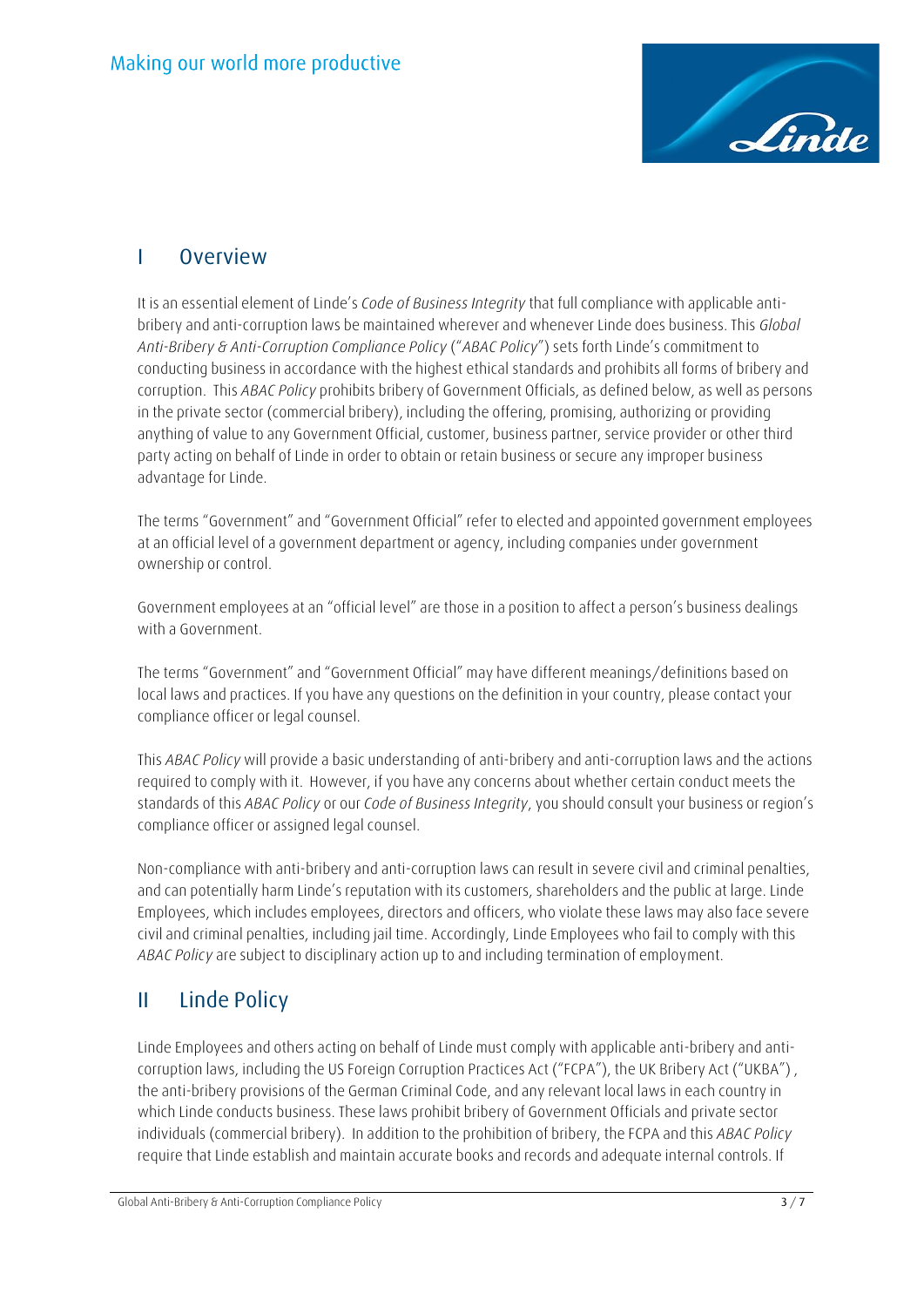## I Overview

It is an essential element of Linde's *Code of Business Integrity* that full compliance with applicable anti-bribery and anti-corruption laws be maintained wherever and whenever Linde does business. This *Global Anti-Bribery & Anti-Corruption Compliance Policy* ("*ABAC Policy*") sets forth Linde's commitment to conducting business in accordance with the highest ethical standards and prohibits all forms of bribery and corruption. This *ABAC Policy* prohibits bribery of Government Officials, as defined below, as well as persons in the private sector (commercial bribery), including the offering, promising, authorizing or providing anything of value to any Government Official, customer, business partner, service provider or other third party acting on behalf of Linde in order to obtain or retain business or secure any improper business advantage for Linde.

The terms "Government" and "Government Official" refer to elected and appointed government employees at an official level of a government department or agency, including companies under government ownership or control.

Government employees at an "official level" are those in a position to affect a person's business dealings with a Government.

The terms "Government" and "Government Official" may have different meanings/definitions based on local laws and practices. If you have any questions on the definition in your country, please contact your compliance officer or legal counsel.

This *ABAC Policy* will provide a basic understanding of anti-bribery and anti-corruption laws and the actions required to comply with it. However, if you have any concerns about whether certain conduct meets the standards of this *ABAC Policy* or our *Code of Business Integrity*, you should consult your business or region's compliance officer or assigned legal counsel.

Non-compliance with anti-bribery and anti-corruption laws can result in severe civil and criminal penalties, and can potentially harm Linde's reputation with its customers, shareholders and the public at large. Linde Employees, which includes employees, directors and officers, who violate these laws may also face severe civil and criminal penalties, including jail time. Accordingly, Linde Employees who fail to comply with this *ABAC Policy* are subject to disciplinary action up to and including termination of employment.

## II Linde Policy

Linde Employees and others acting on behalf of Linde must comply with applicable anti-bribery and anti-corruption laws, including the US Foreign Corruption Practices Act ("FCPA"), the UK Bribery Act ("UKBA") , the anti-bribery provisions of the German Criminal Code, and any relevant local laws in each country in which Linde conducts business. These laws prohibit bribery of Government Officials and private sector individuals (commercial bribery). In addition to the prohibition of bribery, the FCPA and this *ABAC Policy* require that Linde establish and maintain accurate books and records and adequate internal controls. If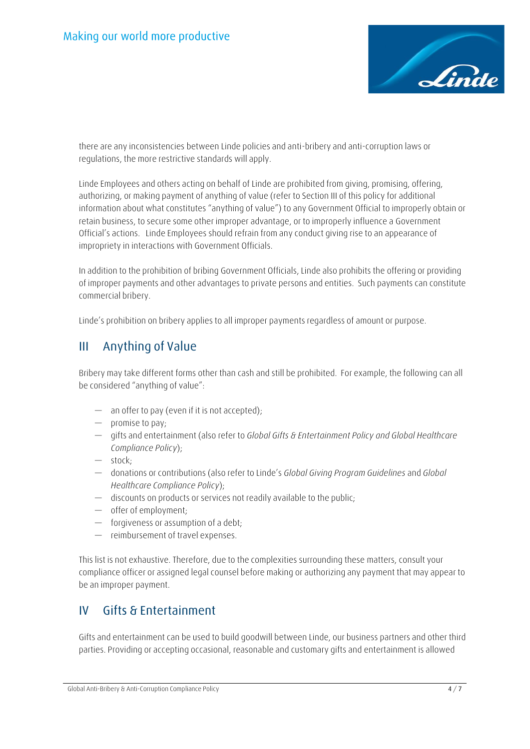there are any inconsistencies between Linde policies and anti-bribery and anti-corruption laws or regulations, the more restrictive standards will apply.

Linde Employees and others acting on behalf of Linde are prohibited from giving, promising, offering, authorizing, or making payment of anything of value (refer to Section III of this policy for additional information about what constitutes "anything of value") to any Government Official to improperly obtain or retain business, to secure some other improper advantage, or to improperly influence a Government Official's actions. Linde Employees should refrain from any conduct giving rise to an appearance of impropriety in interactions with Government Officials.

In addition to the prohibition of bribing Government Officials, Linde also prohibits the offering or providing of improper payments and other advantages to private persons and entities. Such payments can constitute commercial bribery.

Linde's prohibition on bribery applies to all improper payments regardless of amount or purpose.

## III Anything of Value

Bribery may take different forms other than cash and still be prohibited. For example, the following can all be considered "anything of value":

- an offer to pay (even if it is not accepted);
- promise to pay;
- gifts and entertainment (also refer to *Global Gifts & Entertainment Policy and Global Healthcare Compliance Policy*);
- stock;
- donations or contributions (also refer to Linde's *Global Giving Program Guidelines* and *Global Healthcare Compliance Policy*);
- discounts on products or services not readily available to the public;
- offer of employment;
- forgiveness or assumption of a debt;
- reimbursement of travel expenses.

This list is not exhaustive. Therefore, due to the complexities surrounding these matters, consult your compliance officer or assigned legal counsel before making or authorizing any payment that may appear to be an improper payment.

## IV Gifts & Entertainment

Gifts and entertainment can be used to build goodwill between Linde, our business partners and other third parties. Providing or accepting occasional, reasonable and customary gifts and entertainment is allowed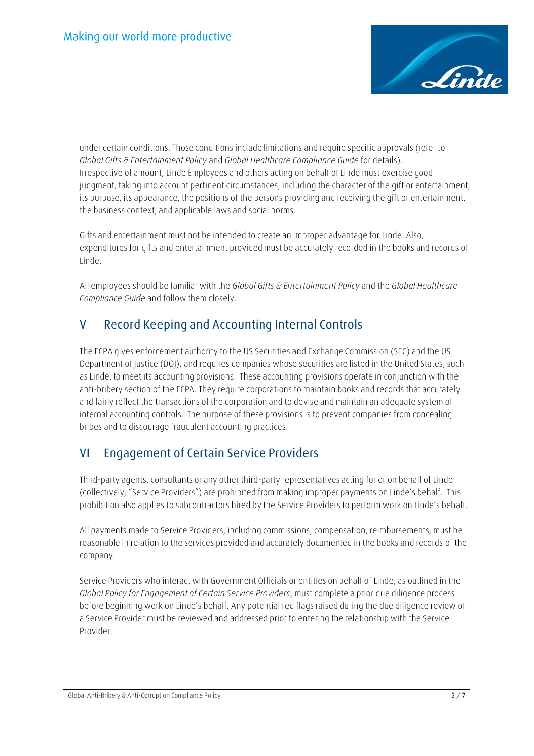under certain conditions. Those conditions include limitations and require specific approvals (refer to *Global Gifts & Entertainment Policy* and *Global Healthcare Compliance Guide* for details). Irrespective of amount, Linde Employees and others acting on behalf of Linde must exercise good judgment, taking into account pertinent circumstances, including the character of the gift or entertainment, its purpose, its appearance, the positions of the persons providing and receiving the gift or entertainment, the business context, and applicable laws and social norms.

Gifts and entertainment must not be intended to create an improper advantage for Linde. Also, expenditures for gifts and entertainment provided must be accurately recorded in the books and records of Linde.

All employees should be familiar with the *Global Gifts & Entertainment Policy* and the *Global Healthcare Compliance Guide* and follow them closely.

## V Record Keeping and Accounting Internal Controls

The FCPA gives enforcement authority to the US Securities and Exchange Commission (SEC) and the US Department of Justice (DOJ), and requires companies whose securities are listed in the United States, such as Linde, to meet its accounting provisions. These accounting provisions operate in conjunction with the anti-bribery section of the FCPA. They require corporations to maintain books and records that accurately and fairly reflect the transactions of the corporation and to devise and maintain an adequate system of internal accounting controls. The purpose of these provisions is to prevent companies from concealing bribes and to discourage fraudulent accounting practices.

## VI Engagement of Certain Service Providers

Third-party agents, consultants or any other third-party representatives acting for or on behalf of Linde (collectively, "Service Providers") are prohibited from making improper payments on Linde's behalf. This prohibition also applies to subcontractors hired by the Service Providers to perform work on Linde's behalf.

All payments made to Service Providers, including commissions, compensation, reimbursements, must be reasonable in relation to the services provided and accurately documented in the books and records of the company.

Service Providers who interact with Government Officials or entities on behalf of Linde, as outlined in the *Global Policy for Engagement of Certain Service Providers*, must complete a prior due diligence process before beginning work on Linde's behalf. Any potential red flags raised during the due diligence review of a Service Provider must be reviewed and addressed prior to entering the relationship with the Service Provider.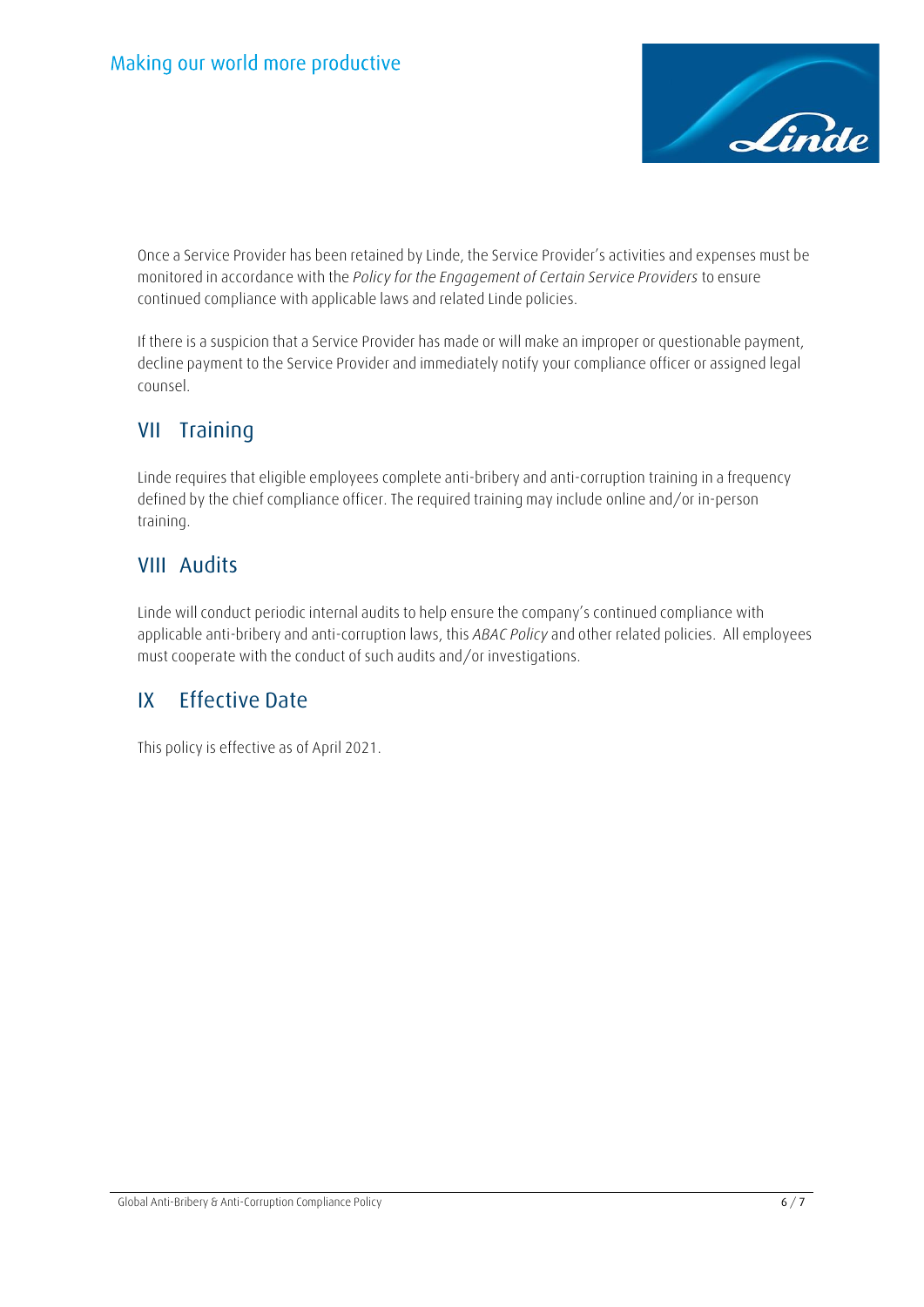Once a Service Provider has been retained by Linde, the Service Provider's activities and expenses must be monitored in accordance with the *Policy for the Engagement of Certain Service Providers* to ensure continued compliance with applicable laws and related Linde policies.

If there is a suspicion that a Service Provider has made or will make an improper or questionable payment, decline payment to the Service Provider and immediately notify your compliance officer or assigned legal counsel.

## VII Training

Linde requires that eligible employees complete anti-bribery and anti-corruption training in a frequency defined by the chief compliance officer. The required training may include online and/or in-person training.

## VIII Audits

Linde will conduct periodic internal audits to help ensure the company's continued compliance with applicable anti-bribery and anti-corruption laws, this *ABAC Policy* and other related policies. All employees must cooperate with the conduct of such audits and/or investigations.

## IX Effective Date

This policy is effective as of April 2021.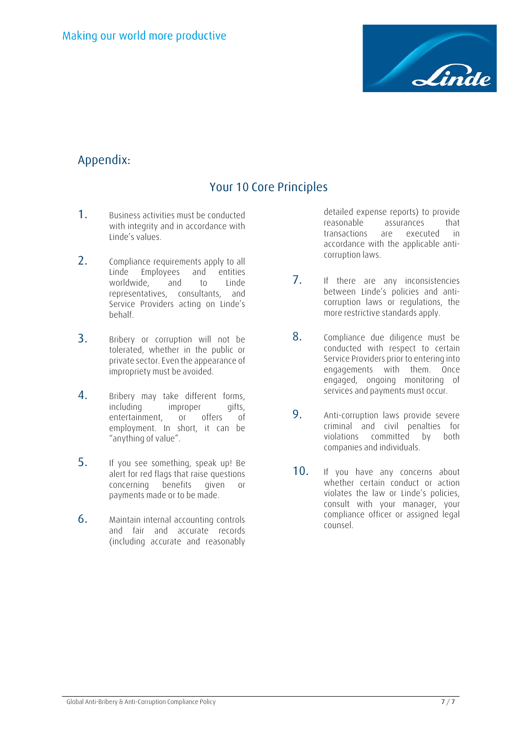# Appendix:

## Your 10 Core Principles

1. Business activities must be conducted with integrity and in accordance with Linde's values.

2. Compliance requirements apply to all Linde Employees and entities worldwide, and to Linde representatives, consultants, and Service Providers acting on Linde's behalf.

3. Bribery or corruption will not be tolerated, whether in the public or private sector. Even the appearance of impropriety must be avoided.

4. Bribery may take different forms, including improper gifts, entertainment, or offers of employment. In short, it can be "anything of value".

5. If you see something, speak up! Be alert for red flags that raise questions concerning benefits given or payments made or to be made.

6. Maintain internal accounting controls and fair and accurate records (including accurate and reasonably detailed expense reports) to provide reasonable assurances that transactions are executed in accordance with the applicable anti-corruption laws.

7. If there are any inconsistencies between Linde's policies and anti-corruption laws or regulations, the more restrictive standards apply.

8. Compliance due diligence must be conducted with respect to certain Service Providers prior to entering into engagements with them. Once engaged, ongoing monitoring of services and payments must occur.

9. Anti-corruption laws provide severe criminal and civil penalties for violations committed by both companies and individuals.

10. If you have any concerns about whether certain conduct or action violates the law or Linde's policies, consult with your manager, your compliance officer or assigned legal counsel.